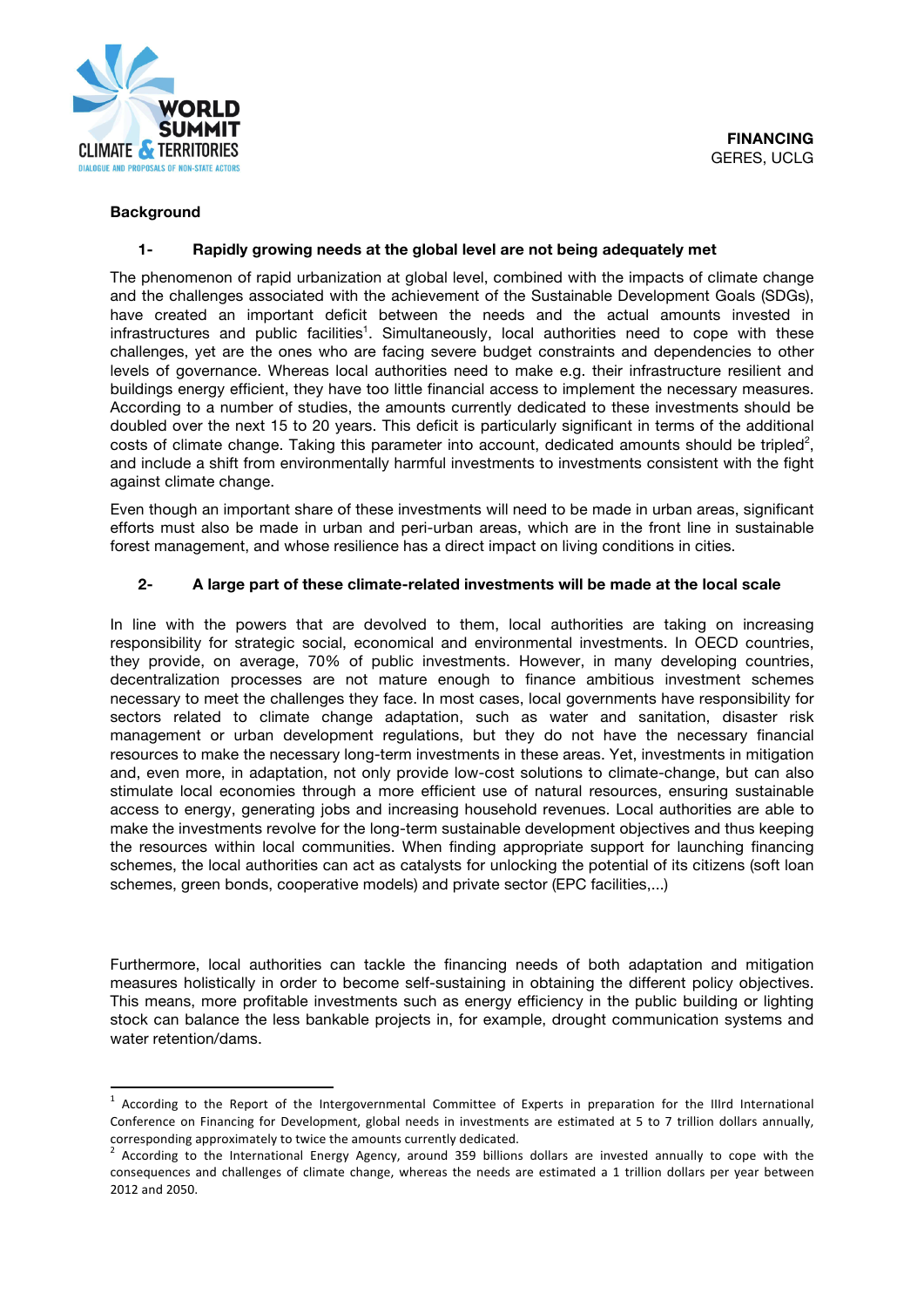**FINANCING**
GERES, UCLG

## Background

### 1- Rapidly growing needs at the global level are not being adequately met

The phenomenon of rapid urbanization at global level, combined with the impacts of climate change and the challenges associated with the achievement of the Sustainable Development Goals (SDGs), have created an important deficit between the needs and the actual amounts invested in infrastructures and public facilities[1]. Simultaneously, local authorities need to cope with these challenges, yet are the ones who are facing severe budget constraints and dependencies to other levels of governance. Whereas local authorities need to make e.g. their infrastructure resilient and buildings energy efficient, they have too little financial access to implement the necessary measures. According to a number of studies, the amounts currently dedicated to these investments should be doubled over the next 15 to 20 years. This deficit is particularly significant in terms of the additional costs of climate change. Taking this parameter into account, dedicated amounts should be tripled[2], and include a shift from environmentally harmful investments to investments consistent with the fight against climate change.

Even though an important share of these investments will need to be made in urban areas, significant efforts must also be made in urban and peri-urban areas, which are in the front line in sustainable forest management, and whose resilience has a direct impact on living conditions in cities.

### 2- A large part of these climate-related investments will be made at the local scale

In line with the powers that are devolved to them, local authorities are taking on increasing responsibility for strategic social, economical and environmental investments. In OECD countries, they provide, on average, 70% of public investments. However, in many developing countries, decentralization processes are not mature enough to finance ambitious investment schemes necessary to meet the challenges they face. In most cases, local governments have responsibility for sectors related to climate change adaptation, such as water and sanitation, disaster risk management or urban development regulations, but they do not have the necessary financial resources to make the necessary long-term investments in these areas. Yet, investments in mitigation and, even more, in adaptation, not only provide low-cost solutions to climate-change, but can also stimulate local economies through a more efficient use of natural resources, ensuring sustainable access to energy, generating jobs and increasing household revenues. Local authorities are able to make the investments revolve for the long-term sustainable development objectives and thus keeping the resources within local communities. When finding appropriate support for launching financing schemes, the local authorities can act as catalysts for unlocking the potential of its citizens (soft loan schemes, green bonds, cooperative models) and private sector (EPC facilities,...)

Furthermore, local authorities can tackle the financing needs of both adaptation and mitigation measures holistically in order to become self-sustaining in obtaining the different policy objectives. This means, more profitable investments such as energy efficiency in the public building or lighting stock can balance the less bankable projects in, for example, drought communication systems and water retention/dams.

---

[1] According to the Report of the Intergovernmental Committee of Experts in preparation for the IIIrd International Conference on Financing for Development, global needs in investments are estimated at 5 to 7 trillion dollars annually, corresponding approximately to twice the amounts currently dedicated.

[2] According to the International Energy Agency, around 359 billions dollars are invested annually to cope with the consequences and challenges of climate change, whereas the needs are estimated a 1 trillion dollars per year between 2012 and 2050.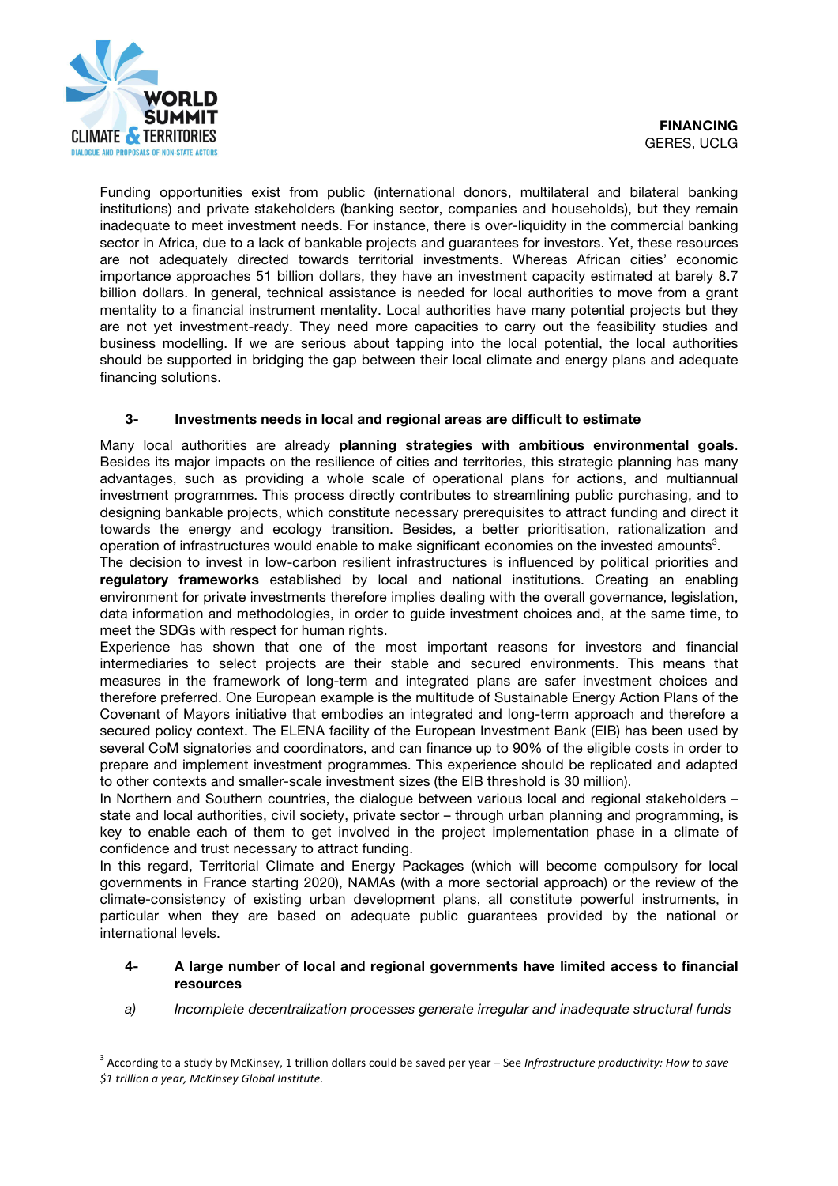Funding opportunities exist from public (international donors, multilateral and bilateral banking institutions) and private stakeholders (banking sector, companies and households), but they remain inadequate to meet investment needs. For instance, there is over-liquidity in the commercial banking sector in Africa, due to a lack of bankable projects and guarantees for investors. Yet, these resources are not adequately directed towards territorial investments. Whereas African cities' economic importance approaches 51 billion dollars, they have an investment capacity estimated at barely 8.7 billion dollars. In general, technical assistance is needed for local authorities to move from a grant mentality to a financial instrument mentality. Local authorities have many potential projects but they are not yet investment-ready. They need more capacities to carry out the feasibility studies and business modelling. If we are serious about tapping into the local potential, the local authorities should be supported in bridging the gap between their local climate and energy plans and adequate financing solutions.

### 3- Investments needs in local and regional areas are difficult to estimate

Many local authorities are already **planning strategies with ambitious environmental goals**. Besides its major impacts on the resilience of cities and territories, this strategic planning has many advantages, such as providing a whole scale of operational plans for actions, and multiannual investment programmes. This process directly contributes to streamlining public purchasing, and to designing bankable projects, which constitute necessary prerequisites to attract funding and direct it towards the energy and ecology transition. Besides, a better prioritisation, rationalization and operation of infrastructures would enable to make significant economies on the invested amounts[3].

The decision to invest in low-carbon resilient infrastructures is influenced by political priorities and **regulatory frameworks** established by local and national institutions. Creating an enabling environment for private investments therefore implies dealing with the overall governance, legislation, data information and methodologies, in order to guide investment choices and, at the same time, to meet the SDGs with respect for human rights.

Experience has shown that one of the most important reasons for investors and financial intermediaries to select projects are their stable and secured environments. This means that measures in the framework of long-term and integrated plans are safer investment choices and therefore preferred. One European example is the multitude of Sustainable Energy Action Plans of the Covenant of Mayors initiative that embodies an integrated and long-term approach and therefore a secured policy context. The ELENA facility of the European Investment Bank (EIB) has been used by several CoM signatories and coordinators, and can finance up to 90% of the eligible costs in order to prepare and implement investment programmes. This experience should be replicated and adapted to other contexts and smaller-scale investment sizes (the EIB threshold is 30 million).

In Northern and Southern countries, the dialogue between various local and regional stakeholders – state and local authorities, civil society, private sector – through urban planning and programming, is key to enable each of them to get involved in the project implementation phase in a climate of confidence and trust necessary to attract funding.

In this regard, Territorial Climate and Energy Packages (which will become compulsory for local governments in France starting 2020), NAMAs (with a more sectorial approach) or the review of the climate-consistency of existing urban development plans, all constitute powerful instruments, in particular when they are based on adequate public guarantees provided by the national or international levels.

### 4- A large number of local and regional governments have limited access to financial resources

*a) Incomplete decentralization processes generate irregular and inadequate structural funds*

---

[3] According to a study by McKinsey, 1 trillion dollars could be saved per year – See *Infrastructure productivity: How to save $1 trillion a year, McKinsey Global Institute.*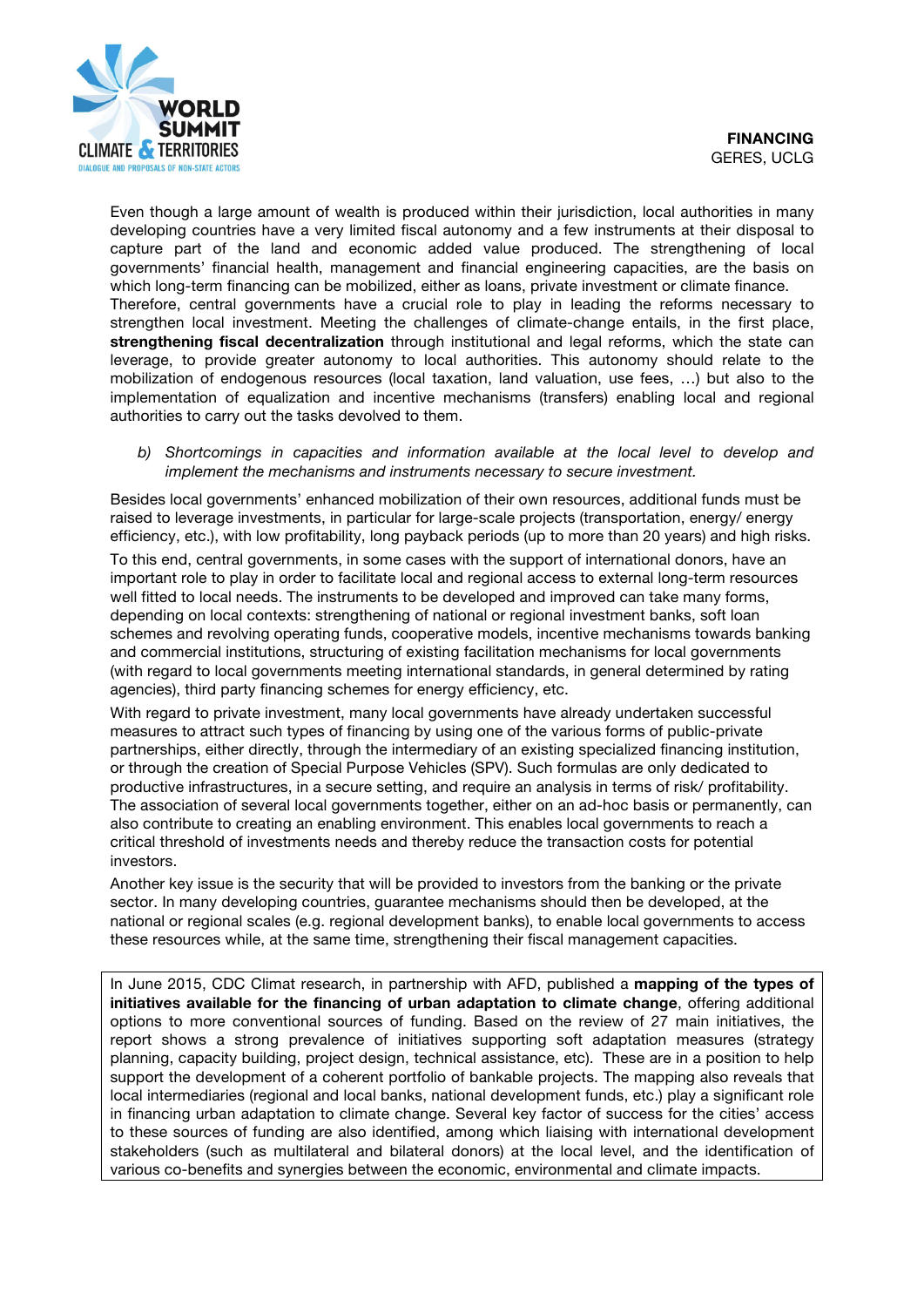Even though a large amount of wealth is produced within their jurisdiction, local authorities in many developing countries have a very limited fiscal autonomy and a few instruments at their disposal to capture part of the land and economic added value produced. The strengthening of local governments' financial health, management and financial engineering capacities, are the basis on which long-term financing can be mobilized, either as loans, private investment or climate finance. Therefore, central governments have a crucial role to play in leading the reforms necessary to strengthen local investment. Meeting the challenges of climate-change entails, in the first place, **strengthening fiscal decentralization** through institutional and legal reforms, which the state can leverage, to provide greater autonomy to local authorities. This autonomy should relate to the mobilization of endogenous resources (local taxation, land valuation, use fees, …) but also to the implementation of equalization and incentive mechanisms (transfers) enabling local and regional authorities to carry out the tasks devolved to them.

*b) Shortcomings in capacities and information available at the local level to develop and implement the mechanisms and instruments necessary to secure investment.*

Besides local governments' enhanced mobilization of their own resources, additional funds must be raised to leverage investments, in particular for large-scale projects (transportation, energy/ energy efficiency, etc.), with low profitability, long payback periods (up to more than 20 years) and high risks.

To this end, central governments, in some cases with the support of international donors, have an important role to play in order to facilitate local and regional access to external long-term resources well fitted to local needs. The instruments to be developed and improved can take many forms, depending on local contexts: strengthening of national or regional investment banks, soft loan schemes and revolving operating funds, cooperative models, incentive mechanisms towards banking and commercial institutions, structuring of existing facilitation mechanisms for local governments (with regard to local governments meeting international standards, in general determined by rating agencies), third party financing schemes for energy efficiency, etc.

With regard to private investment, many local governments have already undertaken successful measures to attract such types of financing by using one of the various forms of public-private partnerships, either directly, through the intermediary of an existing specialized financing institution, or through the creation of Special Purpose Vehicles (SPV). Such formulas are only dedicated to productive infrastructures, in a secure setting, and require an analysis in terms of risk/ profitability. The association of several local governments together, either on an ad-hoc basis or permanently, can also contribute to creating an enabling environment. This enables local governments to reach a critical threshold of investments needs and thereby reduce the transaction costs for potential investors.

Another key issue is the security that will be provided to investors from the banking or the private sector. In many developing countries, guarantee mechanisms should then be developed, at the national or regional scales (e.g. regional development banks), to enable local governments to access these resources while, at the same time, strengthening their fiscal management capacities.

In June 2015, CDC Climat research, in partnership with AFD, published a **mapping of the types of initiatives available for the financing of urban adaptation to climate change**, offering additional options to more conventional sources of funding. Based on the review of 27 main initiatives, the report shows a strong prevalence of initiatives supporting soft adaptation measures (strategy planning, capacity building, project design, technical assistance, etc). These are in a position to help support the development of a coherent portfolio of bankable projects. The mapping also reveals that local intermediaries (regional and local banks, national development funds, etc.) play a significant role in financing urban adaptation to climate change. Several key factor of success for the cities' access to these sources of funding are also identified, among which liaising with international development stakeholders (such as multilateral and bilateral donors) at the local level, and the identification of various co-benefits and synergies between the economic, environmental and climate impacts.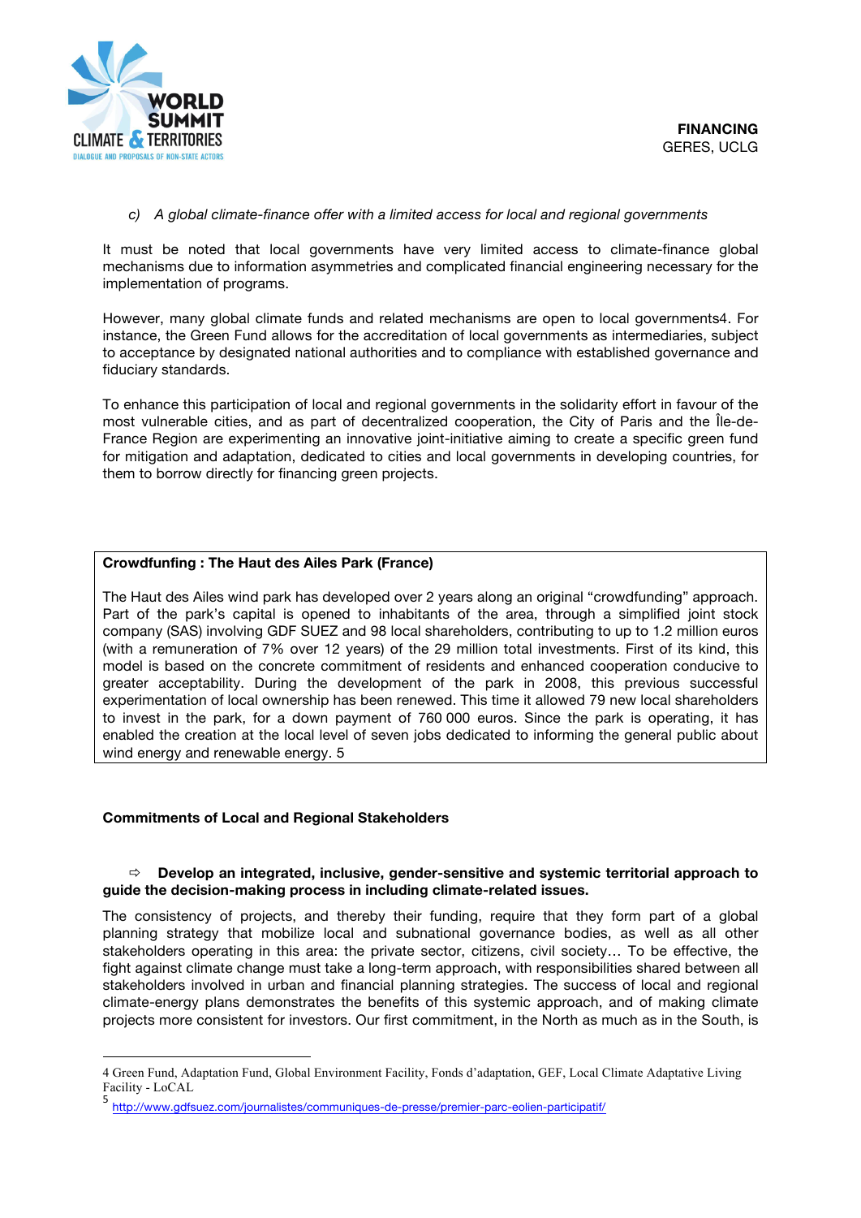*c) A global climate-finance offer with a limited access for local and regional governments*

It must be noted that local governments have very limited access to climate-finance global mechanisms due to information asymmetries and complicated financial engineering necessary for the implementation of programs.

However, many global climate funds and related mechanisms are open to local governments[4]. For instance, the Green Fund allows for the accreditation of local governments as intermediaries, subject to acceptance by designated national authorities and to compliance with established governance and fiduciary standards.

To enhance this participation of local and regional governments in the solidarity effort in favour of the most vulnerable cities, and as part of decentralized cooperation, the City of Paris and the Île-de-France Region are experimenting an innovative joint-initiative aiming to create a specific green fund for mitigation and adaptation, dedicated to cities and local governments in developing countries, for them to borrow directly for financing green projects.

**Crowdfunfing : The Haut des Ailes Park (France)**

The Haut des Ailes wind park has developed over 2 years along an original "crowdfunding" approach. Part of the park's capital is opened to inhabitants of the area, through a simplified joint stock company (SAS) involving GDF SUEZ and 98 local shareholders, contributing to up to 1.2 million euros (with a remuneration of 7% over 12 years) of the 29 million total investments. First of its kind, this model is based on the concrete commitment of residents and enhanced cooperation conducive to greater acceptability. During the development of the park in 2008, this previous successful experimentation of local ownership has been renewed. This time it allowed 79 new local shareholders to invest in the park, for a down payment of 760 000 euros. Since the park is operating, it has enabled the creation at the local level of seven jobs dedicated to informing the general public about wind energy and renewable energy. [5]

## Commitments of Local and Regional Stakeholders

⇨ **Develop an integrated, inclusive, gender-sensitive and systemic territorial approach to guide the decision-making process in including climate-related issues.**

The consistency of projects, and thereby their funding, require that they form part of a global planning strategy that mobilize local and subnational governance bodies, as well as all other stakeholders operating in this area: the private sector, citizens, civil society… To be effective, the fight against climate change must take a long-term approach, with responsibilities shared between all stakeholders involved in urban and financial planning strategies. The success of local and regional climate-energy plans demonstrates the benefits of this systemic approach, and of making climate projects more consistent for investors. Our first commitment, in the North as much as in the South, is

---

[4] Green Fund, Adaptation Fund, Global Environment Facility, Fonds d'adaptation, GEF, Local Climate Adaptative Living Facility - LoCAL

[5] http://www.gdfsuez.com/journalistes/communiques-de-presse/premier-parc-eolien-participatif/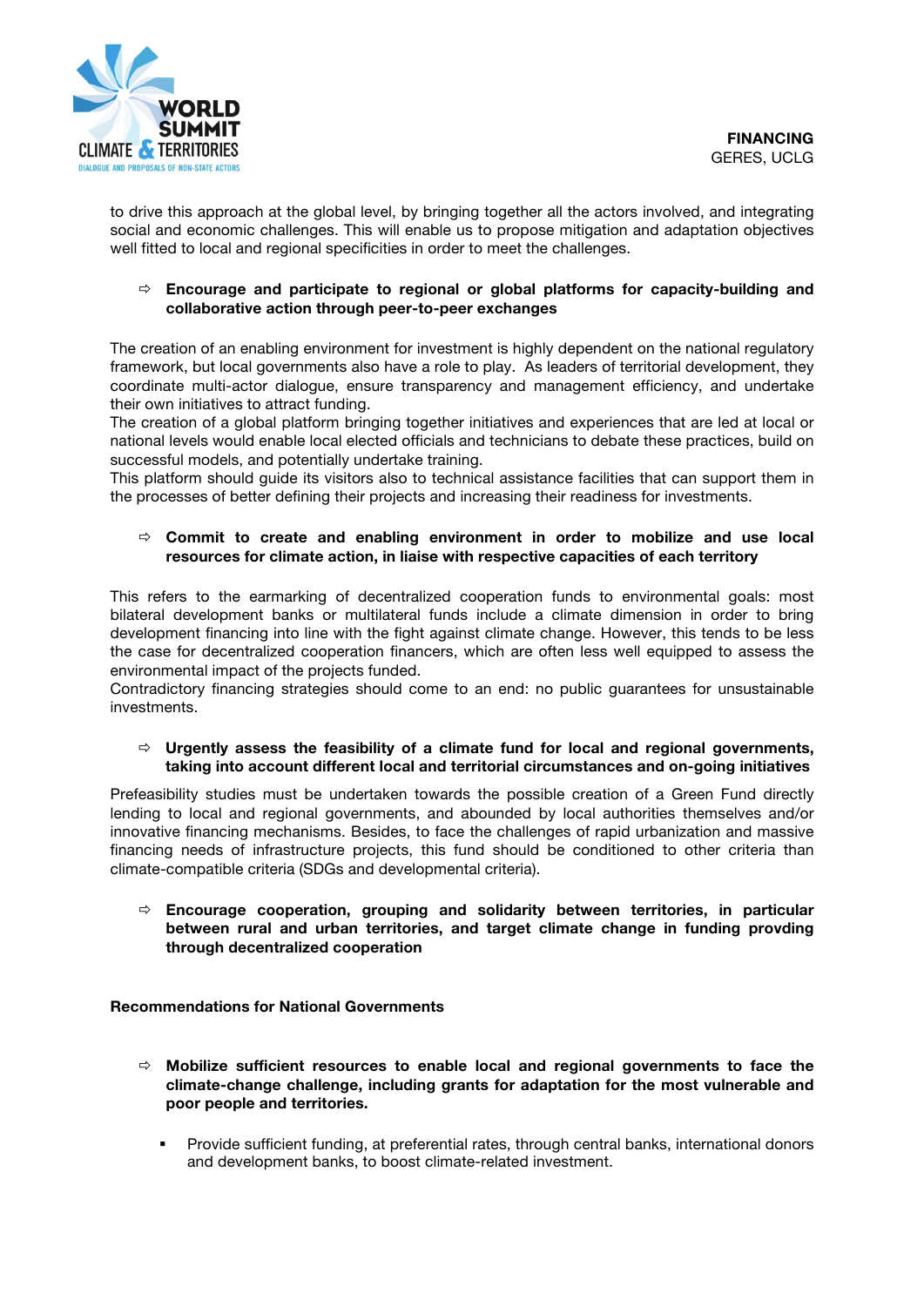to drive this approach at the global level, by bringing together all the actors involved, and integrating social and economic challenges. This will enable us to propose mitigation and adaptation objectives well fitted to local and regional specificities in order to meet the challenges.

- **Encourage and participate to regional or global platforms for capacity-building and collaborative action through peer-to-peer exchanges**

The creation of an enabling environment for investment is highly dependent on the national regulatory framework, but local governments also have a role to play. As leaders of territorial development, they coordinate multi-actor dialogue, ensure transparency and management efficiency, and undertake their own initiatives to attract funding.
The creation of a global platform bringing together initiatives and experiences that are led at local or national levels would enable local elected officials and technicians to debate these practices, build on successful models, and potentially undertake training.
This platform should guide its visitors also to technical assistance facilities that can support them in the processes of better defining their projects and increasing their readiness for investments.

- **Commit to create and enabling environment in order to mobilize and use local resources for climate action, in liaise with respective capacities of each territory**

This refers to the earmarking of decentralized cooperation funds to environmental goals: most bilateral development banks or multilateral funds include a climate dimension in order to bring development financing into line with the fight against climate change. However, this tends to be less the case for decentralized cooperation financers, which are often less well equipped to assess the environmental impact of the projects funded.
Contradictory financing strategies should come to an end: no public guarantees for unsustainable investments.

- **Urgently assess the feasibility of a climate fund for local and regional governments, taking into account different local and territorial circumstances and on-going initiatives**

Prefeasibility studies must be undertaken towards the possible creation of a Green Fund directly lending to local and regional governments, and abounded by local authorities themselves and/or innovative financing mechanisms. Besides, to face the challenges of rapid urbanization and massive financing needs of infrastructure projects, this fund should be conditioned to other criteria than climate-compatible criteria (SDGs and developmental criteria).

- **Encourage cooperation, grouping and solidarity between territories, in particular between rural and urban territories, and target climate change in funding provding through decentralized cooperation**

**Recommendations for National Governments**

- **Mobilize sufficient resources to enable local and regional governments to face the climate-change challenge, including grants for adaptation for the most vulnerable and poor people and territories.**
  - Provide sufficient funding, at preferential rates, through central banks, international donors and development banks, to boost climate-related investment.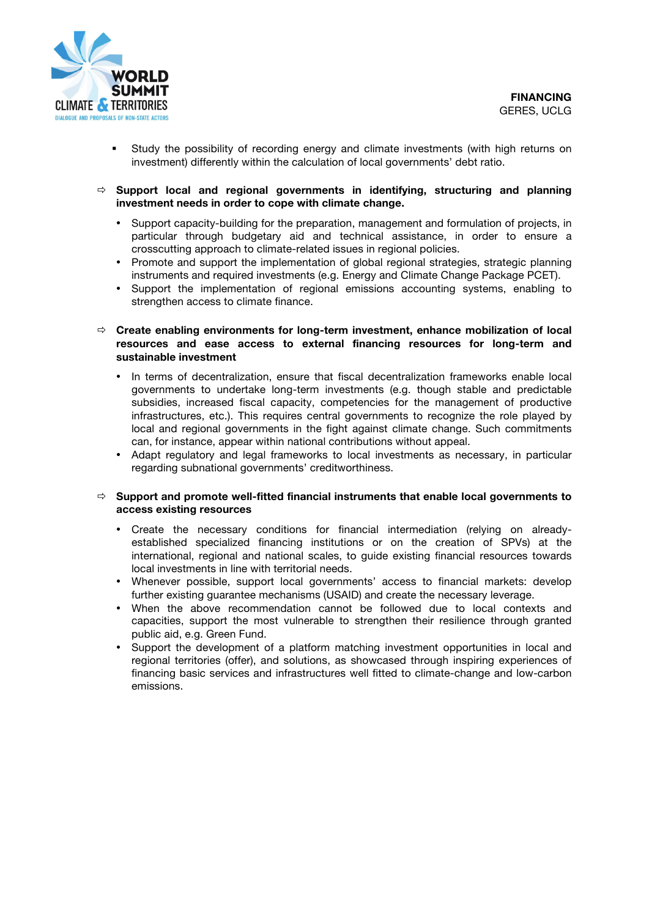- Study the possibility of recording energy and climate investments (with high returns on investment) differently within the calculation of local governments' debt ratio.

⇨ **Support local and regional governments in identifying, structuring and planning investment needs in order to cope with climate change.**

- Support capacity-building for the preparation, management and formulation of projects, in particular through budgetary aid and technical assistance, in order to ensure a crosscutting approach to climate-related issues in regional policies.
- Promote and support the implementation of global regional strategies, strategic planning instruments and required investments (e.g. Energy and Climate Change Package PCET).
- Support the implementation of regional emissions accounting systems, enabling to strengthen access to climate finance.

⇨ **Create enabling environments for long-term investment, enhance mobilization of local resources and ease access to external financing resources for long-term and sustainable investment**

- In terms of decentralization, ensure that fiscal decentralization frameworks enable local governments to undertake long-term investments (e.g. though stable and predictable subsidies, increased fiscal capacity, competencies for the management of productive infrastructures, etc.). This requires central governments to recognize the role played by local and regional governments in the fight against climate change. Such commitments can, for instance, appear within national contributions without appeal.
- Adapt regulatory and legal frameworks to local investments as necessary, in particular regarding subnational governments' creditworthiness.

⇨ **Support and promote well-fitted financial instruments that enable local governments to access existing resources**

- Create the necessary conditions for financial intermediation (relying on already-established specialized financing institutions or on the creation of SPVs) at the international, regional and national scales, to guide existing financial resources towards local investments in line with territorial needs.
- Whenever possible, support local governments' access to financial markets: develop further existing guarantee mechanisms (USAID) and create the necessary leverage.
- When the above recommendation cannot be followed due to local contexts and capacities, support the most vulnerable to strengthen their resilience through granted public aid, e.g. Green Fund.
- Support the development of a platform matching investment opportunities in local and regional territories (offer), and solutions, as showcased through inspiring experiences of financing basic services and infrastructures well fitted to climate-change and low-carbon emissions.